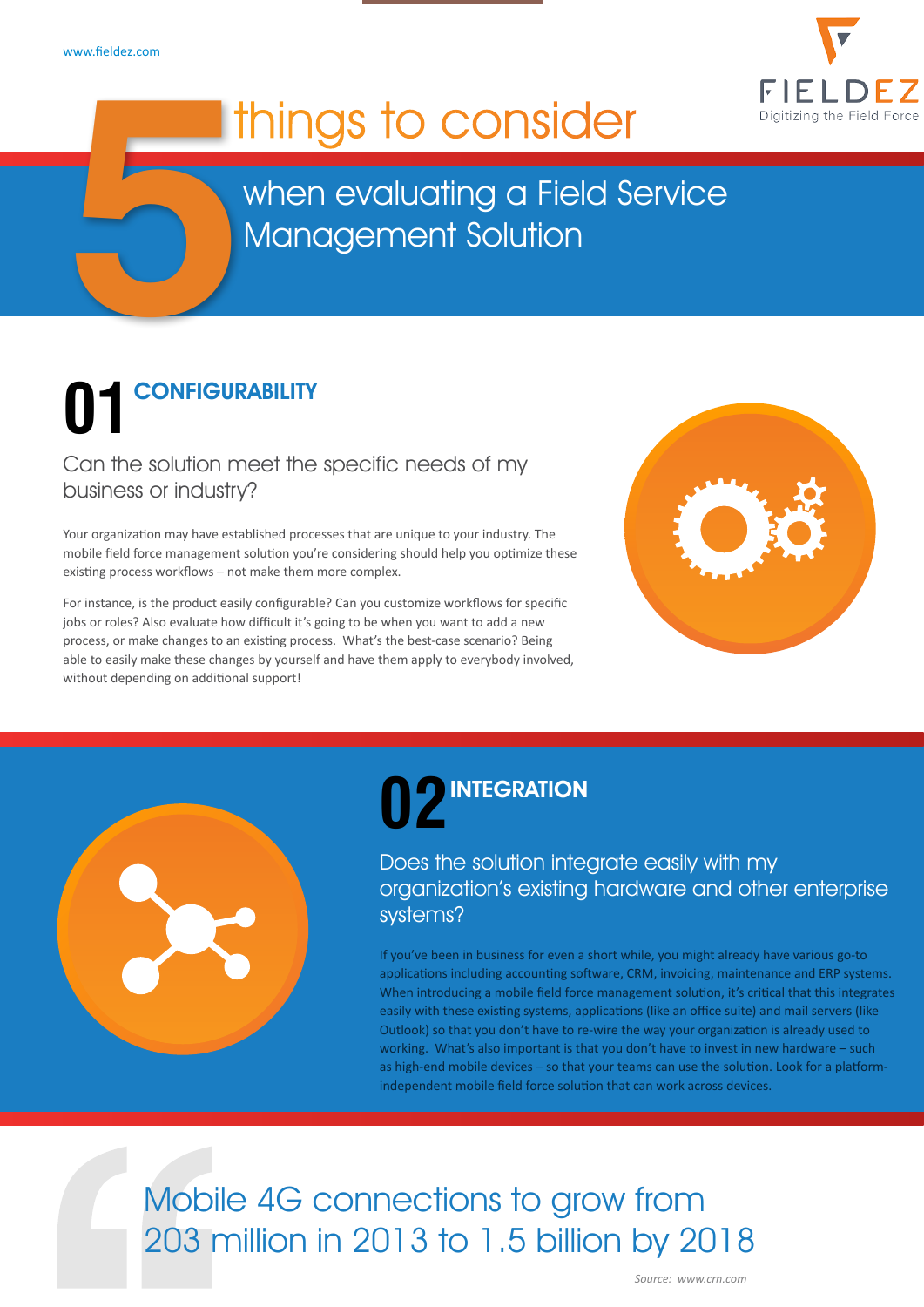www.fieldez.com

FIELDEZ
Digitizing the Field Force

# 5 things to consider when evaluating a Field Service Management Solution

## 01 CONFIGURABILITY

### Can the solution meet the specific needs of my business or industry?

Your organization may have established processes that are unique to your industry. The mobile field force management solution you're considering should help you optimize these existing process workflows – not make them more complex.

For instance, is the product easily configurable? Can you customize workflows for specific jobs or roles? Also evaluate how difficult it's going to be when you want to add a new process, or make changes to an existing process. What's the best-case scenario? Being able to easily make these changes by yourself and have them apply to everybody involved, without depending on additional support!

## 02 INTEGRATION

### Does the solution integrate easily with my organization's existing hardware and other enterprise systems?

If you've been in business for even a short while, you might already have various go-to applications including accounting software, CRM, invoicing, maintenance and ERP systems. When introducing a mobile field force management solution, it's critical that this integrates easily with these existing systems, applications (like an office suite) and mail servers (like Outlook) so that you don't have to re-wire the way your organization is already used to working. What's also important is that you don't have to invest in new hardware – such as high-end mobile devices – so that your teams can use the solution. Look for a platform-independent mobile field force solution that can work across devices.

> Mobile 4G connections to grow from 203 million in 2013 to 1.5 billion by 2018

*Source: www.crn.com*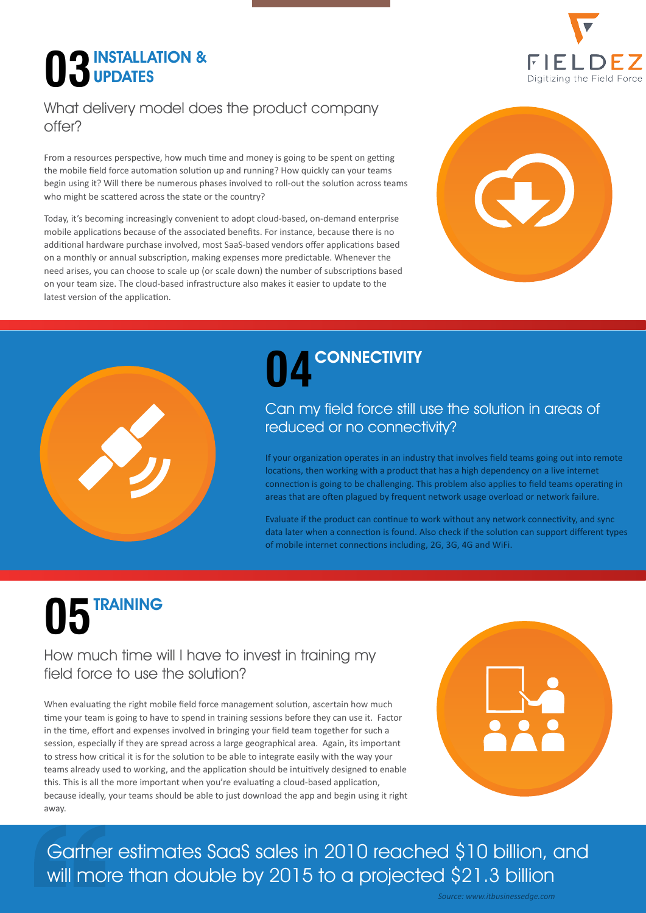## 03 INSTALLATION & UPDATES

### What delivery model does the product company offer?

From a resources perspective, how much time and money is going to be spent on getting the mobile field force automation solution up and running? How quickly can your teams begin using it? Will there be numerous phases involved to roll-out the solution across teams who might be scattered across the state or the country?

Today, it's becoming increasingly convenient to adopt cloud-based, on-demand enterprise mobile applications because of the associated benefits. For instance, because there is no additional hardware purchase involved, most SaaS-based vendors offer applications based on a monthly or annual subscription, making expenses more predictable. Whenever the need arises, you can choose to scale up (or scale down) the number of subscriptions based on your team size. The cloud-based infrastructure also makes it easier to update to the latest version of the application.

## 04 CONNECTIVITY

### Can my field force still use the solution in areas of reduced or no connectivity?

If your organization operates in an industry that involves field teams going out into remote locations, then working with a product that has a high dependency on a live internet connection is going to be challenging. This problem also applies to field teams operating in areas that are often plagued by frequent network usage overload or network failure.

Evaluate if the product can continue to work without any network connectivity, and sync data later when a connection is found. Also check if the solution can support different types of mobile internet connections including, 2G, 3G, 4G and WiFi.

## 05 TRAINING

### How much time will I have to invest in training my field force to use the solution?

When evaluating the right mobile field force management solution, ascertain how much time your team is going to have to spend in training sessions before they can use it. Factor in the time, effort and expenses involved in bringing your field team together for such a session, especially if they are spread across a large geographical area. Again, its important to stress how critical it is for the solution to be able to integrate easily with the way your teams already used to working, and the application should be intuitively designed to enable this. This is all the more important when you're evaluating a cloud-based application, because ideally, your teams should be able to just download the app and begin using it right away.

> Gartner estimates SaaS sales in 2010 reached $10 billion, and will more than double by 2015 to a projected $21.3 billion

*Source: www.itbusinessedge.com*